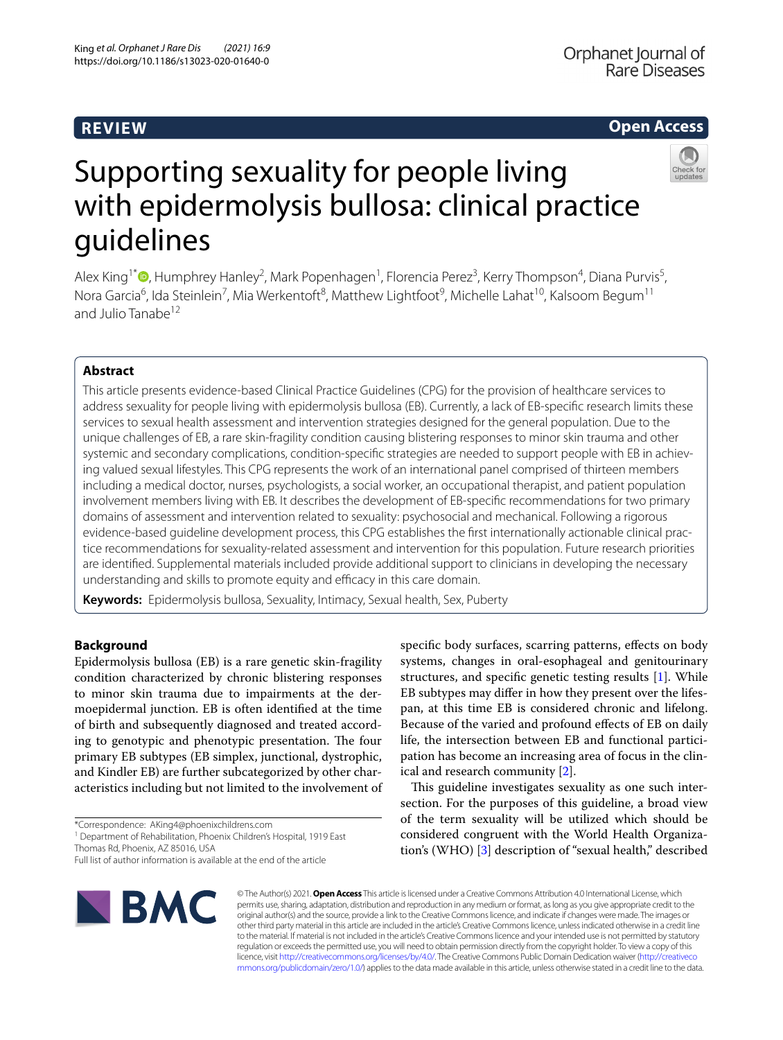**REVIEW** **Open Access**

# Supporting sexuality for people living with epidermolysis bullosa: clinical practice guidelines

Alex King[1*], Humphrey Hanley[2], Mark Popenhagen[1], Florencia Perez[3], Kerry Thompson[4], Diana Purvis[5], Nora Garcia[6], Ida Steinlein[7], Mia Werkentoft[8], Matthew Lightfoot[9], Michelle Lahat[10], Kalsoom Begum[11] and Julio Tanabe[12]

## Abstract

This article presents evidence-based Clinical Practice Guidelines (CPG) for the provision of healthcare services to address sexuality for people living with epidermolysis bullosa (EB). Currently, a lack of EB-specific research limits these services to sexual health assessment and intervention strategies designed for the general population. Due to the unique challenges of EB, a rare skin-fragility condition causing blistering responses to minor skin trauma and other systemic and secondary complications, condition-specific strategies are needed to support people with EB in achieving valued sexual lifestyles. This CPG represents the work of an international panel comprised of thirteen members including a medical doctor, nurses, psychologists, a social worker, an occupational therapist, and patient population involvement members living with EB. It describes the development of EB-specific recommendations for two primary domains of assessment and intervention related to sexuality: psychosocial and mechanical. Following a rigorous evidence-based guideline development process, this CPG establishes the first internationally actionable clinical practice recommendations for sexuality-related assessment and intervention for this population. Future research priorities are identified. Supplemental materials included provide additional support to clinicians in developing the necessary understanding and skills to promote equity and efficacy in this care domain.

**Keywords:** Epidermolysis bullosa, Sexuality, Intimacy, Sexual health, Sex, Puberty

## Background

Epidermolysis bullosa (EB) is a rare genetic skin-fragility condition characterized by chronic blistering responses to minor skin trauma due to impairments at the dermoepidermal junction. EB is often identified at the time of birth and subsequently diagnosed and treated according to genotypic and phenotypic presentation. The four primary EB subtypes (EB simplex, junctional, dystrophic, and Kindler EB) are further subcategorized by other characteristics including but not limited to the involvement of specific body surfaces, scarring patterns, effects on body systems, changes in oral-esophageal and genitourinary structures, and specific genetic testing results [1]. While EB subtypes may differ in how they present over the lifespan, at this time EB is considered chronic and lifelong. Because of the varied and profound effects of EB on daily life, the intersection between EB and functional participation has become an increasing area of focus in the clinical and research community [2].

This guideline investigates sexuality as one such intersection. For the purposes of this guideline, a broad view of the term sexuality will be utilized which should be considered congruent with the World Health Organization's (WHO) [3] description of "sexual health," described

*Correspondence: AKing4@phoenixchildrens.com
[1] Department of Rehabilitation, Phoenix Children's Hospital, 1919 East Thomas Rd, Phoenix, AZ 85016, USA
Full list of author information is available at the end of the article

© The Author(s) 2021. **Open Access** This article is licensed under a Creative Commons Attribution 4.0 International License, which permits use, sharing, adaptation, distribution and reproduction in any medium or format, as long as you give appropriate credit to the original author(s) and the source, provide a link to the Creative Commons licence, and indicate if changes were made. The images or other third party material in this article are included in the article's Creative Commons licence, unless indicated otherwise in a credit line to the material. If material is not included in the article's Creative Commons licence and your intended use is not permitted by statutory regulation or exceeds the permitted use, you will need to obtain permission directly from the copyright holder. To view a copy of this licence, visit http://creativecommons.org/licenses/by/4.0/. The Creative Commons Public Domain Dedication waiver (http://creativecommons.org/publicdomain/zero/1.0/) applies to the data made available in this article, unless otherwise stated in a credit line to the data.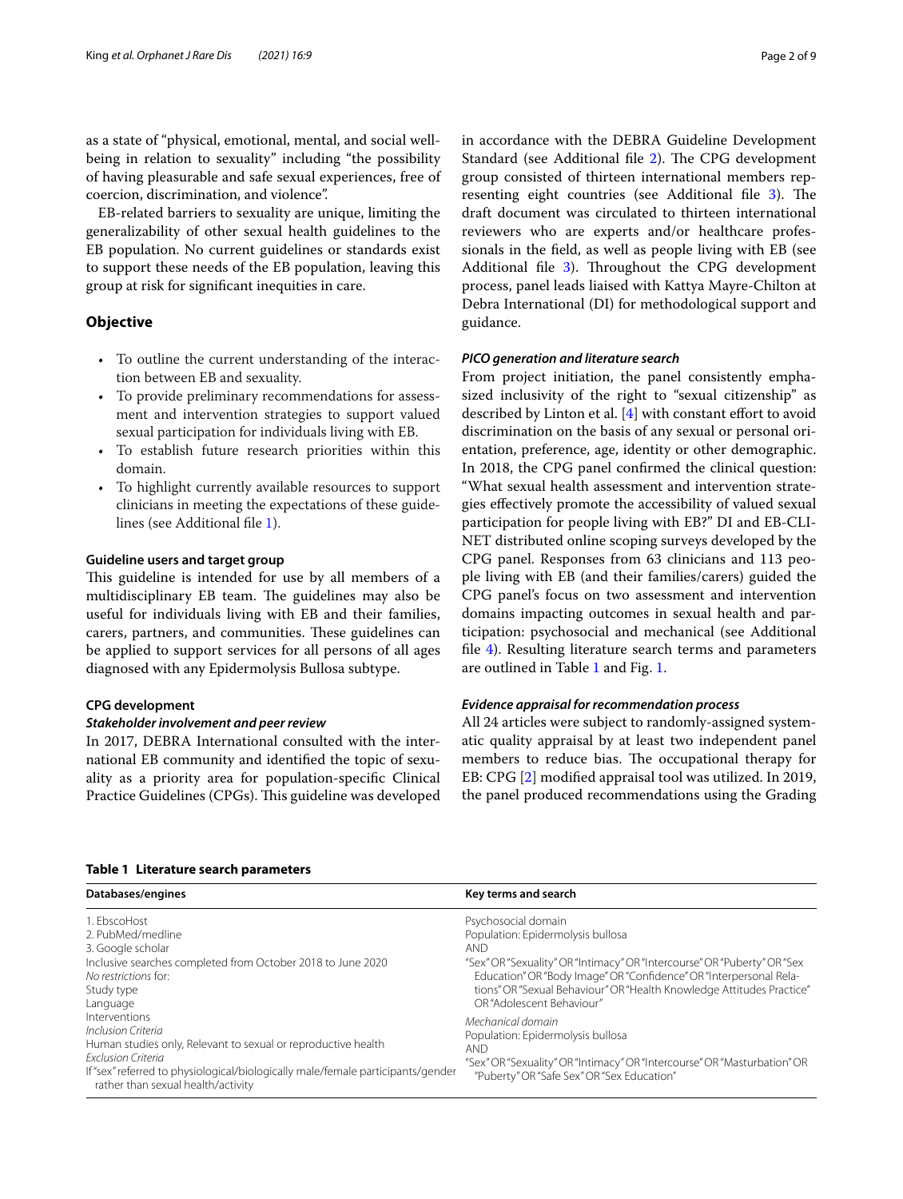as a state of "physical, emotional, mental, and social well-being in relation to sexuality" including "the possibility of having pleasurable and safe sexual experiences, free of coercion, discrimination, and violence".

EB-related barriers to sexuality are unique, limiting the generalizability of other sexual health guidelines to the EB population. No current guidelines or standards exist to support these needs of the EB population, leaving this group at risk for significant inequities in care.

## Objective

- To outline the current understanding of the interaction between EB and sexuality.
- To provide preliminary recommendations for assessment and intervention strategies to support valued sexual participation for individuals living with EB.
- To establish future research priorities within this domain.
- To highlight currently available resources to support clinicians in meeting the expectations of these guidelines (see Additional file 1).

### Guideline users and target group

This guideline is intended for use by all members of a multidisciplinary EB team. The guidelines may also be useful for individuals living with EB and their families, carers, partners, and communities. These guidelines can be applied to support services for all persons of all ages diagnosed with any Epidermolysis Bullosa subtype.

### CPG development

#### *Stakeholder involvement and peer review*

In 2017, DEBRA International consulted with the international EB community and identified the topic of sexuality as a priority area for population-specific Clinical Practice Guidelines (CPGs). This guideline was developed in accordance with the DEBRA Guideline Development Standard (see Additional file 2). The CPG development group consisted of thirteen international members representing eight countries (see Additional file 3). The draft document was circulated to thirteen international reviewers who are experts and/or healthcare professionals in the field, as well as people living with EB (see Additional file 3). Throughout the CPG development process, panel leads liaised with Kattya Mayre-Chilton at Debra International (DI) for methodological support and guidance.

#### *PICO generation and literature search*

From project initiation, the panel consistently emphasized inclusivity of the right to "sexual citizenship" as described by Linton et al. [4] with constant effort to avoid discrimination on the basis of any sexual or personal orientation, preference, age, identity or other demographic. In 2018, the CPG panel confirmed the clinical question: "What sexual health assessment and intervention strategies effectively promote the accessibility of valued sexual participation for people living with EB?" DI and EB-CLINET distributed online scoping surveys developed by the CPG panel. Responses from 63 clinicians and 113 people living with EB (and their families/carers) guided the CPG panel's focus on two assessment and intervention domains impacting outcomes in sexual health and participation: psychosocial and mechanical (see Additional file 4). Resulting literature search terms and parameters are outlined in Table 1 and Fig. 1.

#### *Evidence appraisal for recommendation process*

All 24 articles were subject to randomly-assigned systematic quality appraisal by at least two independent panel members to reduce bias. The occupational therapy for EB: CPG [2] modified appraisal tool was utilized. In 2019, the panel produced recommendations using the Grading

**Table 1 Literature search parameters**

| Databases/engines | Key terms and search |
| --- | --- |
| 1. EbscoHost<br>2. PubMed/medline<br>3. Google scholar<br>Inclusive searches completed from October 2018 to June 2020<br>*No restrictions* for:<br>Study type<br>Language<br>Interventions<br>*Inclusion Criteria*<br>Human studies only, Relevant to sexual or reproductive health<br>*Exclusion Criteria*<br>If "sex" referred to physiological/biologically male/female participants/gender rather than sexual health/activity | Psychosocial domain<br>Population: Epidermolysis bullosa<br>AND<br>"Sex" OR "Sexuality" OR "Intimacy" OR "Intercourse" OR "Puberty" OR "Sex Education" OR "Body Image" OR "Confidence" OR "Interpersonal Relations" OR "Sexual Behaviour" OR "Health Knowledge Attitudes Practice" OR "Adolescent Behaviour"<br>*Mechanical domain*<br>Population: Epidermolysis bullosa<br>AND<br>"Sex" OR "Sexuality" OR "Intimacy" OR "Intercourse" OR "Masturbation" OR "Puberty" OR "Safe Sex" OR "Sex Education" |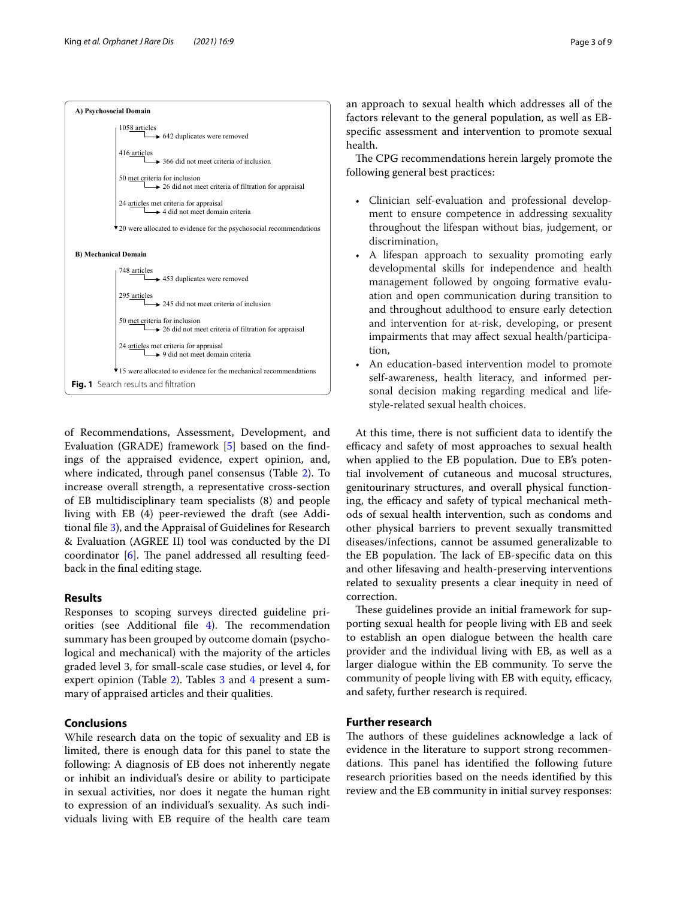**A) Psychosocial Domain**

- 1058 articles
  - → 642 duplicates were removed
- 416 articles
  - → 366 did not meet criteria of inclusion
- 50 met criteria for inclusion
  - → 26 did not meet criteria of filtration for appraisal
- 24 articles met criteria for appraisal
  - → 4 did not meet domain criteria
- 20 were allocated to evidence for the psychosocial recommendations

**B) Mechanical Domain**

- 748 articles
  - → 453 duplicates were removed
- 295 articles
  - → 245 did not meet criteria of inclusion
- 50 met criteria for inclusion
  - → 26 did not meet criteria of filtration for appraisal
- 24 articles met criteria for appraisal
  - → 9 did not meet domain criteria
- 15 were allocated to evidence for the mechanical recommendations

**Fig. 1** Search results and filtration

of Recommendations, Assessment, Development, and Evaluation (GRADE) framework [5] based on the findings of the appraised evidence, expert opinion, and, where indicated, through panel consensus (Table 2). To increase overall strength, a representative cross-section of EB multidisciplinary team specialists (8) and people living with EB (4) peer-reviewed the draft (see Additional file 3), and the Appraisal of Guidelines for Research & Evaluation (AGREE II) tool was conducted by the DI coordinator [6]. The panel addressed all resulting feedback in the final editing stage.

## Results

Responses to scoping surveys directed guideline priorities (see Additional file 4). The recommendation summary has been grouped by outcome domain (psychological and mechanical) with the majority of the articles graded level 3, for small-scale case studies, or level 4, for expert opinion (Table 2). Tables 3 and 4 present a summary of appraised articles and their qualities.

## Conclusions

While research data on the topic of sexuality and EB is limited, there is enough data for this panel to state the following: A diagnosis of EB does not inherently negate or inhibit an individual's desire or ability to participate in sexual activities, nor does it negate the human right to expression of an individual's sexuality. As such individuals living with EB require of the health care team an approach to sexual health which addresses all of the factors relevant to the general population, as well as EB-specific assessment and intervention to promote sexual health.

The CPG recommendations herein largely promote the following general best practices:

- Clinician self-evaluation and professional development to ensure competence in addressing sexuality throughout the lifespan without bias, judgement, or discrimination,
- A lifespan approach to sexuality promoting early developmental skills for independence and health management followed by ongoing formative evaluation and open communication during transition to and throughout adulthood to ensure early detection and intervention for at-risk, developing, or present impairments that may affect sexual health/participation,
- An education-based intervention model to promote self-awareness, health literacy, and informed personal decision making regarding medical and lifestyle-related sexual health choices.

At this time, there is not sufficient data to identify the efficacy and safety of most approaches to sexual health when applied to the EB population. Due to EB's potential involvement of cutaneous and mucosal structures, genitourinary structures, and overall physical functioning, the efficacy and safety of typical mechanical methods of sexual health intervention, such as condoms and other physical barriers to prevent sexually transmitted diseases/infections, cannot be assumed generalizable to the EB population. The lack of EB-specific data on this and other lifesaving and health-preserving interventions related to sexuality presents a clear inequity in need of correction.

These guidelines provide an initial framework for supporting sexual health for people living with EB and seek to establish an open dialogue between the health care provider and the individual living with EB, as well as a larger dialogue within the EB community. To serve the community of people living with EB with equity, efficacy, and safety, further research is required.

## Further research

The authors of these guidelines acknowledge a lack of evidence in the literature to support strong recommendations. This panel has identified the following future research priorities based on the needs identified by this review and the EB community in initial survey responses: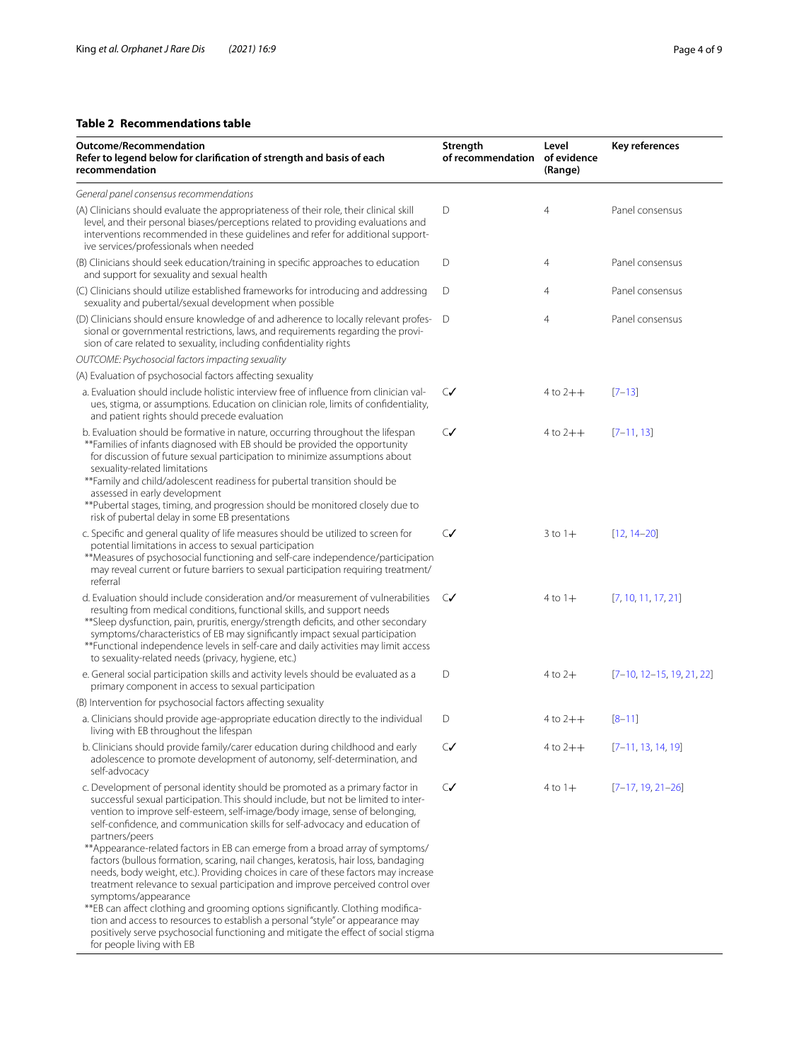**Table 2 Recommendations table**

| Outcome/Recommendation<br>Refer to legend below for clarification of strength and basis of each recommendation | Strength of recommendation | Level of evidence (Range) | Key references |
|---|---|---|---|
| *General panel consensus recommendations* | | | |
| (A) Clinicians should evaluate the appropriateness of their role, their clinical skill level, and their personal biases/perceptions related to providing evaluations and interventions recommended in these guidelines and refer for additional supportive services/professionals when needed | D | 4 | Panel consensus |
| (B) Clinicians should seek education/training in specific approaches to education and support for sexuality and sexual health | D | 4 | Panel consensus |
| (C) Clinicians should utilize established frameworks for introducing and addressing sexuality and pubertal/sexual development when possible | D | 4 | Panel consensus |
| (D) Clinicians should ensure knowledge of and adherence to locally relevant professional or governmental restrictions, laws, and requirements regarding the provision of care related to sexuality, including confidentiality rights | D | 4 | Panel consensus |
| *OUTCOME: Psychosocial factors impacting sexuality* | | | |
| (A) Evaluation of psychosocial factors affecting sexuality | | | |
| a. Evaluation should include holistic interview free of influence from clinician values, stigma, or assumptions. Education on clinician role, limits of confidentiality, and patient rights should precede evaluation | C✓ | 4 to 2++ | [7–13] |
| b. Evaluation should be formative in nature, occurring throughout the lifespan<br>**Families of infants diagnosed with EB should be provided the opportunity for discussion of future sexual participation to minimize assumptions about sexuality-related limitations<br>**Family and child/adolescent readiness for pubertal transition should be assessed in early development<br>**Pubertal stages, timing, and progression should be monitored closely due to risk of pubertal delay in some EB presentations | C✓ | 4 to 2++ | [7–11, 13] |
| c. Specific and general quality of life measures should be utilized to screen for potential limitations in access to sexual participation<br>**Measures of psychosocial functioning and self-care independence/participation may reveal current or future barriers to sexual participation requiring treatment/referral | C✓ | 3 to 1+ | [12, 14–20] |
| d. Evaluation should include consideration and/or measurement of vulnerabilities resulting from medical conditions, functional skills, and support needs<br>**Sleep dysfunction, pain, pruritis, energy/strength deficits, and other secondary symptoms/characteristics of EB may significantly impact sexual participation<br>**Functional independence levels in self-care and daily activities may limit access to sexuality-related needs (privacy, hygiene, etc.) | C✓ | 4 to 1+ | [7, 10, 11, 17, 21] |
| e. General social participation skills and activity levels should be evaluated as a primary component in access to sexual participation | D | 4 to 2+ | [7–10, 12–15, 19, 21, 22] |
| (B) Intervention for psychosocial factors affecting sexuality | | | |
| a. Clinicians should provide age-appropriate education directly to the individual living with EB throughout the lifespan | D | 4 to 2++ | [8–11] |
| b. Clinicians should provide family/carer education during childhood and early adolescence to promote development of autonomy, self-determination, and self-advocacy | C✓ | 4 to 2++ | [7–11, 13, 14, 19] |
| c. Development of personal identity should be promoted as a primary factor in successful sexual participation. This should include, but not be limited to intervention to improve self-esteem, self-image/body image, sense of belonging, self-confidence, and communication skills for self-advocacy and education of partners/peers<br>**Appearance-related factors in EB can emerge from a broad array of symptoms/factors (bullous formation, scaring, nail changes, keratosis, hair loss, bandaging needs, body weight, etc.). Providing choices in care of these factors may increase treatment relevance to sexual participation and improve perceived control over symptoms/appearance<br>**EB can affect clothing and grooming options significantly. Clothing modification and access to resources to establish a personal "style" or appearance may positively serve psychosocial functioning and mitigate the effect of social stigma for people living with EB | C✓ | 4 to 1+ | [7–17, 19, 21–26] |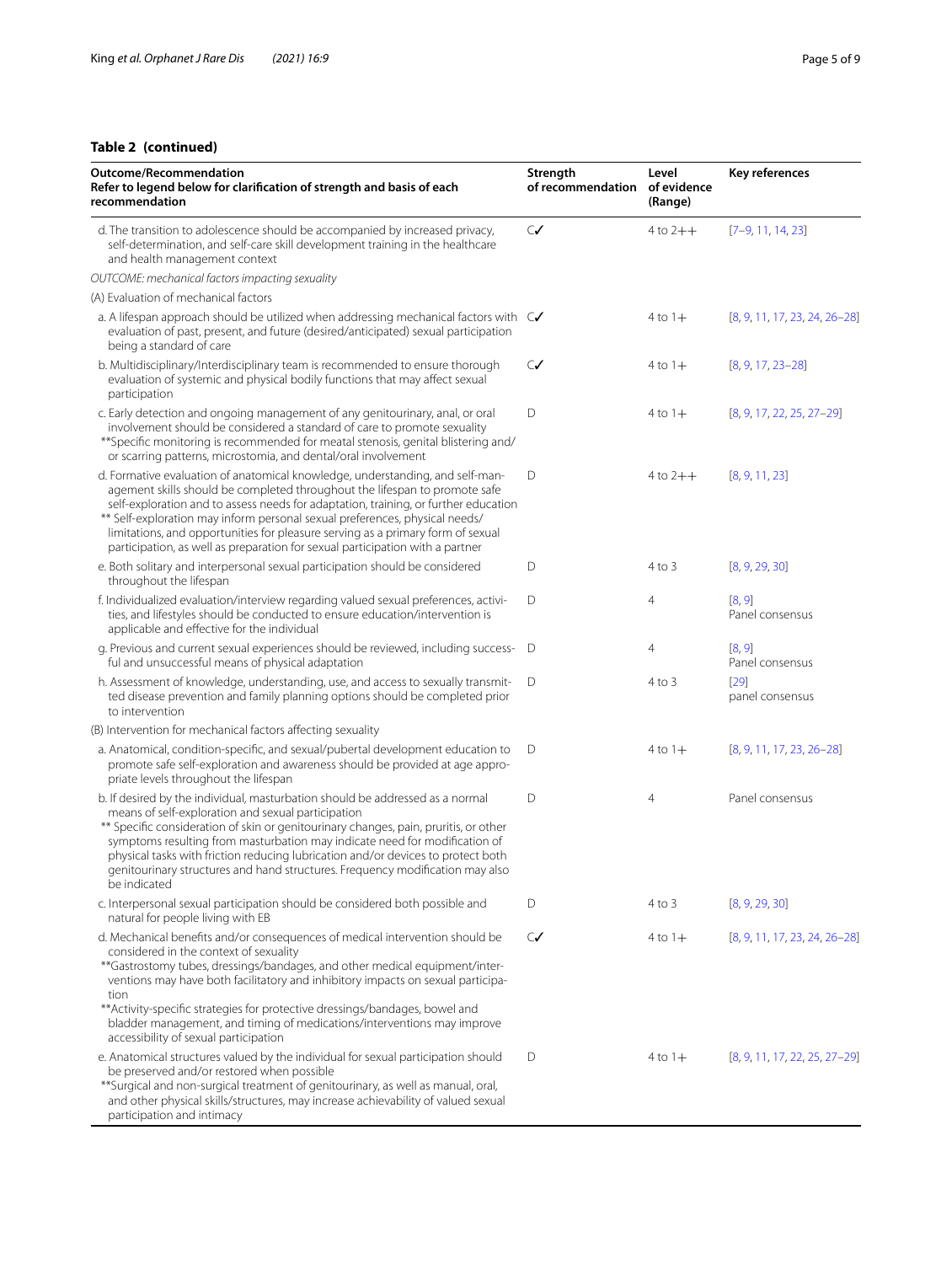**Table 2 (continued)**

| Outcome/Recommendation<br>Refer to legend below for clarification of strength and basis of each recommendation | Strength of recommendation | Level of evidence (Range) | Key references |
|---|---|---|---|
| d. The transition to adolescence should be accompanied by increased privacy, self-determination, and self-care skill development training in the healthcare and health management context | C✓ | 4 to 2++ | [7–9, 11, 14, 23] |
| *OUTCOME: mechanical factors impacting sexuality* | | | |
| (A) Evaluation of mechanical factors | | | |
| a. A lifespan approach should be utilized when addressing mechanical factors with evaluation of past, present, and future (desired/anticipated) sexual participation being a standard of care | C✓ | 4 to 1+ | [8, 9, 11, 17, 23, 24, 26–28] |
| b. Multidisciplinary/Interdisciplinary team is recommended to ensure thorough evaluation of systemic and physical bodily functions that may affect sexual participation | C✓ | 4 to 1+ | [8, 9, 17, 23–28] |
| c. Early detection and ongoing management of any genitourinary, anal, or oral involvement should be considered a standard of care to promote sexuality<br>**Specific monitoring is recommended for meatal stenosis, genital blistering and/or scarring patterns, microstomia, and dental/oral involvement | D | 4 to 1+ | [8, 9, 17, 22, 25, 27–29] |
| d. Formative evaluation of anatomical knowledge, understanding, and self-management skills should be completed throughout the lifespan to promote safe self-exploration and to assess needs for adaptation, training, or further education<br>** Self-exploration may inform personal sexual preferences, physical needs/limitations, and opportunities for pleasure serving as a primary form of sexual participation, as well as preparation for sexual participation with a partner | D | 4 to 2++ | [8, 9, 11, 23] |
| e. Both solitary and interpersonal sexual participation should be considered throughout the lifespan | D | 4 to 3 | [8, 9, 29, 30] |
| f. Individualized evaluation/interview regarding valued sexual preferences, activities, and lifestyles should be conducted to ensure education/intervention is applicable and effective for the individual | D | 4 | [8, 9]<br>Panel consensus |
| g. Previous and current sexual experiences should be reviewed, including successful and unsuccessful means of physical adaptation | D | 4 | [8, 9]<br>Panel consensus |
| h. Assessment of knowledge, understanding, use, and access to sexually transmitted disease prevention and family planning options should be completed prior to intervention | D | 4 to 3 | [29]<br>panel consensus |
| (B) Intervention for mechanical factors affecting sexuality | | | |
| a. Anatomical, condition-specific, and sexual/pubertal development education to promote safe self-exploration and awareness should be provided at age appropriate levels throughout the lifespan | D | 4 to 1+ | [8, 9, 11, 17, 23, 26–28] |
| b. If desired by the individual, masturbation should be addressed as a normal means of self-exploration and sexual participation<br>** Specific consideration of skin or genitourinary changes, pain, pruritis, or other symptoms resulting from masturbation may indicate need for modification of physical tasks with friction reducing lubrication and/or devices to protect both genitourinary structures and hand structures. Frequency modification may also be indicated | D | 4 | Panel consensus |
| c. Interpersonal sexual participation should be considered both possible and natural for people living with EB | D | 4 to 3 | [8, 9, 29, 30] |
| d. Mechanical benefits and/or consequences of medical intervention should be considered in the context of sexuality<br>**Gastrostomy tubes, dressings/bandages, and other medical equipment/interventions may have both facilitatory and inhibitory impacts on sexual participation<br>**Activity-specific strategies for protective dressings/bandages, bowel and bladder management, and timing of medications/interventions may improve accessibility of sexual participation | C✓ | 4 to 1+ | [8, 9, 11, 17, 23, 24, 26–28] |
| e. Anatomical structures valued by the individual for sexual participation should be preserved and/or restored when possible<br>**Surgical and non-surgical treatment of genitourinary, as well as manual, oral, and other physical skills/structures, may increase achievability of valued sexual participation and intimacy | D | 4 to 1+ | [8, 9, 11, 17, 22, 25, 27–29] |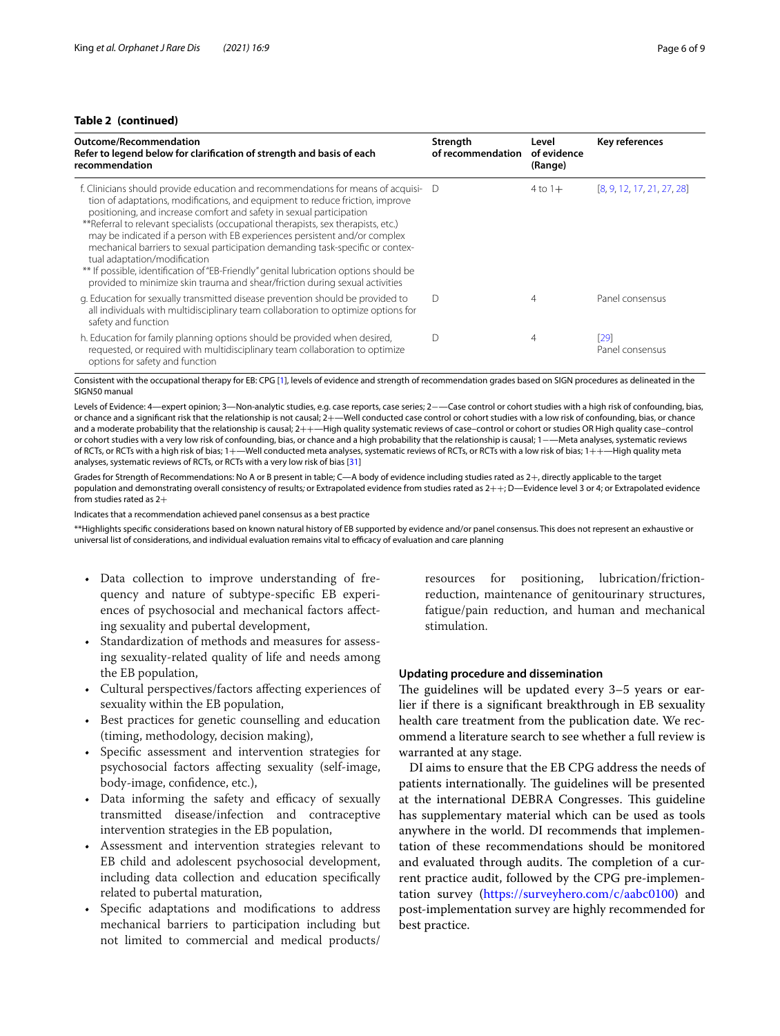**Table 2 (continued)**

| Outcome/Recommendation<br>Refer to legend below for clarification of strength and basis of each recommendation | Strength of recommendation | Level of evidence (Range) | Key references |
|---|---|---|---|
| f. Clinicians should provide education and recommendations for means of acquisition of adaptations, modifications, and equipment to reduce friction, improve positioning, and increase comfort and safety in sexual participation<br>**Referral to relevant specialists (occupational therapists, sex therapists, etc.) may be indicated if a person with EB experiences persistent and/or complex mechanical barriers to sexual participation demanding task-specific or contextual adaptation/modification<br>** If possible, identification of "EB-Friendly" genital lubrication options should be provided to minimize skin trauma and shear/friction during sexual activities | D | 4 to 1+ | [8, 9, 12, 17, 21, 27, 28] |
| g. Education for sexually transmitted disease prevention should be provided to all individuals with multidisciplinary team collaboration to optimize options for safety and function | D | 4 | Panel consensus |
| h. Education for family planning options should be provided when desired, requested, or required with multidisciplinary team collaboration to optimize options for safety and function | D | 4 | [29]<br>Panel consensus |

Consistent with the occupational therapy for EB: CPG [1], levels of evidence and strength of recommendation grades based on SIGN procedures as delineated in the SIGN50 manual

Levels of Evidence: 4—expert opinion; 3—Non-analytic studies, e.g. case reports, case series; 2−—Case control or cohort studies with a high risk of confounding, bias, or chance and a significant risk that the relationship is not causal; 2+—Well conducted case control or cohort studies with a low risk of confounding, bias, or chance and a moderate probability that the relationship is causal; 2++—High quality systematic reviews of case–control or cohort or studies OR High quality case–control or cohort studies with a very low risk of confounding, bias, or chance and a high probability that the relationship is causal; 1−—Meta analyses, systematic reviews of RCTs, or RCTs with a high risk of bias; 1+—Well conducted meta analyses, systematic reviews of RCTs, or RCTs with a low risk of bias; 1++—High quality meta analyses, systematic reviews of RCTs, or RCTs with a very low risk of bias [31]

Grades for Strength of Recommendations: No A or B present in table; C—A body of evidence including studies rated as 2+, directly applicable to the target population and demonstrating overall consistency of results; or Extrapolated evidence from studies rated as 2++; D—Evidence level 3 or 4; or Extrapolated evidence from studies rated as 2+

Indicates that a recommendation achieved panel consensus as a best practice

**Highlights specific considerations based on known natural history of EB supported by evidence and/or panel consensus. This does not represent an exhaustive or universal list of considerations, and individual evaluation remains vital to efficacy of evaluation and care planning

- Data collection to improve understanding of frequency and nature of subtype-specific EB experiences of psychosocial and mechanical factors affecting sexuality and pubertal development,
- Standardization of methods and measures for assessing sexuality-related quality of life and needs among the EB population,
- Cultural perspectives/factors affecting experiences of sexuality within the EB population,
- Best practices for genetic counselling and education (timing, methodology, decision making),
- Specific assessment and intervention strategies for psychosocial factors affecting sexuality (self-image, body-image, confidence, etc.),
- Data informing the safety and efficacy of sexually transmitted disease/infection and contraceptive intervention strategies in the EB population,
- Assessment and intervention strategies relevant to EB child and adolescent psychosocial development, including data collection and education specifically related to pubertal maturation,
- Specific adaptations and modifications to address mechanical barriers to participation including but not limited to commercial and medical products/resources for positioning, lubrication/friction-reduction, maintenance of genitourinary structures, fatigue/pain reduction, and human and mechanical stimulation.

## Updating procedure and dissemination

The guidelines will be updated every 3–5 years or earlier if there is a significant breakthrough in EB sexuality health care treatment from the publication date. We recommend a literature search to see whether a full review is warranted at any stage.

DI aims to ensure that the EB CPG address the needs of patients internationally. The guidelines will be presented at the international DEBRA Congresses. This guideline has supplementary material which can be used as tools anywhere in the world. DI recommends that implementation of these recommendations should be monitored and evaluated through audits. The completion of a current practice audit, followed by the CPG pre-implementation survey (https://surveyhero.com/c/aabc0100) and post-implementation survey are highly recommended for best practice.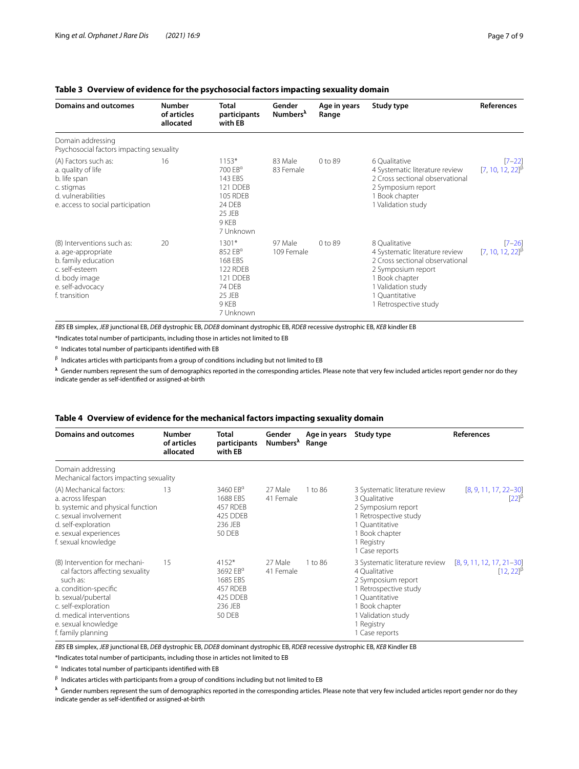**Table 3 Overview of evidence for the psychosocial factors impacting sexuality domain**

| Domains and outcomes | Number of articles allocated | Total participants with EB | Gender Numbers[λ] | Age in years Range | Study type | References |
|---|---|---|---|---|---|---|
| Domain addressing Psychosocial factors impacting sexuality | | | | | | |
| (A) Factors such as:<br>a. quality of life<br>b. life span<br>c. stigmas<br>d. vulnerabilities<br>e. access to social participation | 16 | 1153*<br>700 EB[α]<br>143 EBS<br>121 DDEB<br>105 RDEB<br>24 DEB<br>25 JEB<br>9 KEB<br>7 Unknown | 83 Male<br>83 Female | 0 to 89 | 6 Qualitative<br>4 Systematic literature review<br>2 Cross sectional observational<br>2 Symposium report<br>1 Book chapter<br>1 Validation study | [7–22]<br>[7, 10, 12, 22][β] |
| (B) Interventions such as:<br>a. age-appropriate<br>b. family education<br>c. self-esteem<br>d. body image<br>e. self-advocacy<br>f. transition | 20 | 1301*<br>852 EB[α]<br>168 EBS<br>122 RDEB<br>121 DDEB<br>74 DEB<br>25 JEB<br>9 KEB<br>7 Unknown | 97 Male<br>109 Female | 0 to 89 | 8 Qualitative<br>4 Systematic literature review<br>2 Cross sectional observational<br>2 Symposium report<br>1 Book chapter<br>1 Validation study<br>1 Quantitative<br>1 Retrospective study | [7–26]<br>[7, 10, 12, 22][β] |

*EBS* EB simplex, *JEB* junctional EB, *DEB* dystrophic EB, *DDEB* dominant dystrophic EB, *RDEB* recessive dystrophic EB, *KEB* kindler EB

*Indicates total number of participants, including those in articles not limited to EB

[α] Indicates total number of participants identified with EB

[β] Indicates articles with participants from a group of conditions including but not limited to EB

[λ] Gender numbers represent the sum of demographics reported in the corresponding articles. Please note that very few included articles report gender nor do they indicate gender as self-identified or assigned-at-birth

**Table 4 Overview of evidence for the mechanical factors impacting sexuality domain**

| Domains and outcomes | Number of articles allocated | Total participants with EB | Gender Numbers[λ] | Age in years Range | Study type | References |
|---|---|---|---|---|---|---|
| Domain addressing Mechanical factors impacting sexuality | | | | | | |
| (A) Mechanical factors:<br>a. across lifespan<br>b. systemic and physical function<br>c. sexual involvement<br>d. self-exploration<br>e. sexual experiences<br>f. sexual knowledge | 13 | 3460 EB[α]<br>1688 EBS<br>457 RDEB<br>425 DDEB<br>236 JEB<br>50 DEB | 27 Male<br>41 Female | 1 to 86 | 3 Systematic literature review<br>3 Qualitative<br>2 Symposium report<br>1 Retrospective study<br>1 Quantitative<br>1 Book chapter<br>1 Registry<br>1 Case reports | [8, 9, 11, 17, 22–30]<br>[22][β] |
| (B) Intervention for mechanical factors affecting sexuality such as:<br>a. condition-specific<br>b. sexual/pubertal<br>c. self-exploration<br>d. medical interventions<br>e. sexual knowledge<br>f. family planning | 15 | 4152*<br>3692 EB[α]<br>1685 EBS<br>457 RDEB<br>425 DDEB<br>236 JEB<br>50 DEB | 27 Male<br>41 Female | 1 to 86 | 3 Systematic literature review<br>4 Qualitative<br>2 Symposium report<br>1 Retrospective study<br>1 Quantitative<br>1 Book chapter<br>1 Validation study<br>1 Registry<br>1 Case reports | [8, 9, 11, 12, 17, 21–30]<br>[12, 22][β] |

*EBS* EB simplex, *JEB* junctional EB, *DEB* dystrophic EB, *DDEB* dominant dystrophic EB, *RDEB* recessive dystrophic EB, *KEB* Kindler EB

*Indicates total number of participants, including those in articles not limited to EB

[α] Indicates total number of participants identified with EB

[β] Indicates articles with participants from a group of conditions including but not limited to EB

[λ] Gender numbers represent the sum of demographics reported in the corresponding articles. Please note that very few included articles report gender nor do they indicate gender as self-identified or assigned-at-birth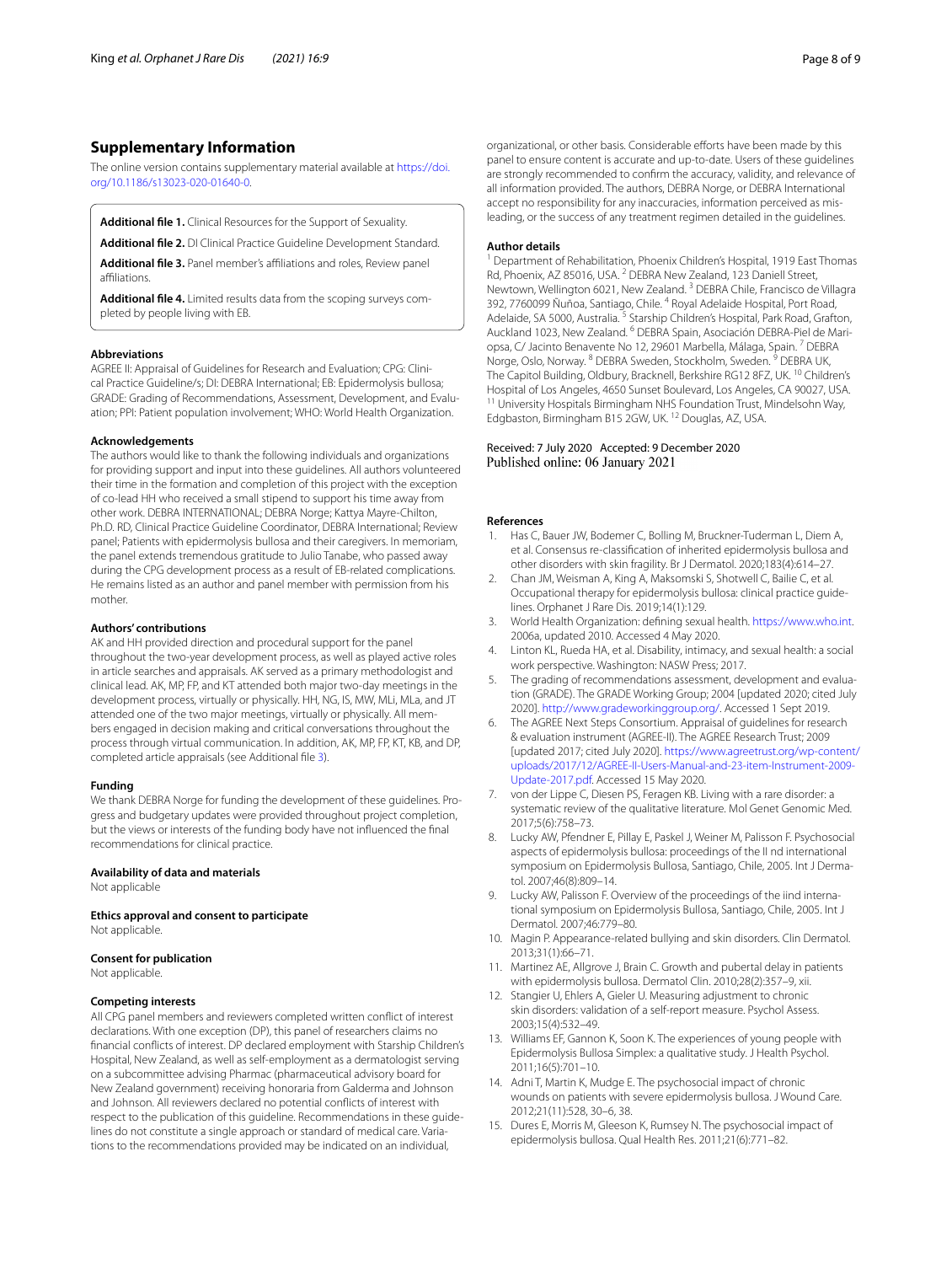## Supplementary Information

The online version contains supplementary material available at https://doi.org/10.1186/s13023-020-01640-0.

**Additional file 1.** Clinical Resources for the Support of Sexuality.

**Additional file 2.** DI Clinical Practice Guideline Development Standard.

**Additional file 3.** Panel member's affiliations and roles, Review panel affiliations.

**Additional file 4.** Limited results data from the scoping surveys completed by people living with EB.

### Abbreviations

AGREE II: Appraisal of Guidelines for Research and Evaluation; CPG: Clinical Practice Guideline/s; DI: DEBRA International; EB: Epidermolysis bullosa; GRADE: Grading of Recommendations, Assessment, Development, and Evaluation; PPI: Patient population involvement; WHO: World Health Organization.

### Acknowledgements

The authors would like to thank the following individuals and organizations for providing support and input into these guidelines. All authors volunteered their time in the formation and completion of this project with the exception of co-lead HH who received a small stipend to support his time away from other work. DEBRA INTERNATIONAL; DEBRA Norge; Kattya Mayre-Chilton, Ph.D. RD, Clinical Practice Guideline Coordinator, DEBRA International; Review panel; Patients with epidermolysis bullosa and their caregivers. In memoriam, the panel extends tremendous gratitude to Julio Tanabe, who passed away during the CPG development process as a result of EB-related complications. He remains listed as an author and panel member with permission from his mother.

### Authors' contributions

AK and HH provided direction and procedural support for the panel throughout the two-year development process, as well as played active roles in article searches and appraisals. AK served as a primary methodologist and clinical lead. AK, MP, FP, and KT attended both major two-day meetings in the development process, virtually or physically. HH, NG, IS, MW, MLi, MLa, and JT attended one of the two major meetings, virtually or physically. All members engaged in decision making and critical conversations throughout the process through virtual communication. In addition, AK, MP, FP, KT, KB, and DP, completed article appraisals (see Additional file 3).

### Funding

We thank DEBRA Norge for funding the development of these guidelines. Progress and budgetary updates were provided throughout project completion, but the views or interests of the funding body have not influenced the final recommendations for clinical practice.

### Availability of data and materials

Not applicable

### Ethics approval and consent to participate

Not applicable.

### Consent for publication

Not applicable.

### Competing interests

All CPG panel members and reviewers completed written conflict of interest declarations. With one exception (DP), this panel of researchers claims no financial conflicts of interest. DP declared employment with Starship Children's Hospital, New Zealand, as well as self-employment as a dermatologist serving on a subcommittee advising Pharmac (pharmaceutical advisory board for New Zealand government) receiving honoraria from Galderma and Johnson and Johnson. All reviewers declared no potential conflicts of interest with respect to the publication of this guideline. Recommendations in these guidelines do not constitute a single approach or standard of medical care. Variations to the recommendations provided may be indicated on an individual, organizational, or other basis. Considerable efforts have been made by this panel to ensure content is accurate and up-to-date. Users of these guidelines are strongly recommended to confirm the accuracy, validity, and relevance of all information provided. The authors, DEBRA Norge, or DEBRA International accept no responsibility for any inaccuracies, information perceived as misleading, or the success of any treatment regimen detailed in the guidelines.

### Author details

[1] Department of Rehabilitation, Phoenix Children's Hospital, 1919 East Thomas Rd, Phoenix, AZ 85016, USA. [2] DEBRA New Zealand, 123 Daniell Street, Newtown, Wellington 6021, New Zealand. [3] DEBRA Chile, Francisco de Villagra 392, 7760099 Ñuñoa, Santiago, Chile. [4] Royal Adelaide Hospital, Port Road, Adelaide, SA 5000, Australia. [5] Starship Children's Hospital, Park Road, Grafton, Auckland 1023, New Zealand. [6] DEBRA Spain, Asociación DEBRA-Piel de Mariposa, C/ Jacinto Benavente No 12, 29601 Marbella, Málaga, Spain. [7] DEBRA Norge, Oslo, Norway. [8] DEBRA Sweden, Stockholm, Sweden. [9] DEBRA UK, The Capitol Building, Oldbury, Bracknell, Berkshire RG12 8FZ, UK. [10] Children's Hospital of Los Angeles, 4650 Sunset Boulevard, Los Angeles, CA 90027, USA. [11] University Hospitals Birmingham NHS Foundation Trust, Mindelsohn Way, Edgbaston, Birmingham B15 2GW, UK. [12] Douglas, AZ, USA.

Received: 7 July 2020 Accepted: 9 December 2020
Published online: 06 January 2021

### References

1. Has C, Bauer JW, Bodemer C, Bolling M, Bruckner-Tuderman L, Diem A, et al. Consensus re-classification of inherited epidermolysis bullosa and other disorders with skin fragility. Br J Dermatol. 2020;183(4):614–27.
2. Chan JM, Weisman A, King A, Maksomski S, Shotwell C, Bailie C, et al. Occupational therapy for epidermolysis bullosa: clinical practice guidelines. Orphanet J Rare Dis. 2019;14(1):129.
3. World Health Organization: defining sexual health. https://www.who.int. 2006a, updated 2010. Accessed 4 May 2020.
4. Linton KL, Rueda HA, et al. Disability, intimacy, and sexual health: a social work perspective. Washington: NASW Press; 2017.
5. The grading of recommendations assessment, development and evaluation (GRADE). The GRADE Working Group; 2004 [updated 2020; cited July 2020]. http://www.gradeworkinggroup.org/. Accessed 1 Sept 2019.
6. The AGREE Next Steps Consortium. Appraisal of guidelines for research & evaluation instrument (AGREE-II). The AGREE Research Trust; 2009 [updated 2017; cited July 2020]. https://www.agreetrust.org/wp-content/uploads/2017/12/AGREE-II-Users-Manual-and-23-item-Instrument-2009-Update-2017.pdf. Accessed 15 May 2020.
7. von der Lippe C, Diesen PS, Feragen KB. Living with a rare disorder: a systematic review of the qualitative literature. Mol Genet Genomic Med. 2017;5(6):758–73.
8. Lucky AW, Pfendner E, Pillay E, Paskel J, Weiner M, Palisson F. Psychosocial aspects of epidermolysis bullosa: proceedings of the II nd international symposium on Epidermolysis Bullosa, Santiago, Chile, 2005. Int J Dermatol. 2007;46(8):809–14.
9. Lucky AW, Palisson F. Overview of the proceedings of the iind international symposium on Epidermolysis Bullosa, Santiago, Chile, 2005. Int J Dermatol. 2007;46:779–80.
10. Magin P. Appearance-related bullying and skin disorders. Clin Dermatol. 2013;31(1):66–71.
11. Martinez AE, Allgrove J, Brain C. Growth and pubertal delay in patients with epidermolysis bullosa. Dermatol Clin. 2010;28(2):357–9, xii.
12. Stangier U, Ehlers A, Gieler U. Measuring adjustment to chronic skin disorders: validation of a self-report measure. Psychol Assess. 2003;15(4):532–49.
13. Williams EF, Gannon K, Soon K. The experiences of young people with Epidermolysis Bullosa Simplex: a qualitative study. J Health Psychol. 2011;16(5):701–10.
14. Adni T, Martin K, Mudge E. The psychosocial impact of chronic wounds on patients with severe epidermolysis bullosa. J Wound Care. 2012;21(11):528, 30–6, 38.
15. Dures E, Morris M, Gleeson K, Rumsey N. The psychosocial impact of epidermolysis bullosa. Qual Health Res. 2011;21(6):771–82.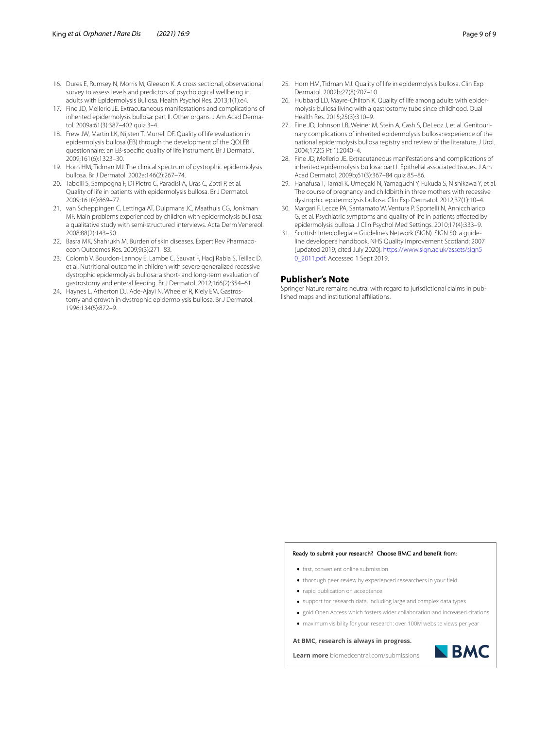16. Dures E, Rumsey N, Morris M, Gleeson K. A cross sectional, observational survey to assess levels and predictors of psychological wellbeing in adults with Epidermolysis Bullosa. Health Psychol Res. 2013;1(1):e4.
17. Fine JD, Mellerio JE. Extracutaneous manifestations and complications of inherited epidermolysis bullosa: part II. Other organs. J Am Acad Dermatol. 2009a;61(3):387–402 quiz 3–4.
18. Frew JW, Martin LK, Nijsten T, Murrell DF. Quality of life evaluation in epidermolysis bullosa (EB) through the development of the QOLEB questionnaire: an EB-specific quality of life instrument. Br J Dermatol. 2009;161(6):1323–30.
19. Horn HM, Tidman MJ. The clinical spectrum of dystrophic epidermolysis bullosa. Br J Dermatol. 2002a;146(2):267–74.
20. Tabolli S, Sampogna F, Di Pietro C, Paradisi A, Uras C, Zotti P, et al. Quality of life in patients with epidermolysis bullosa. Br J Dermatol. 2009;161(4):869–77.
21. van Scheppingen C, Lettinga AT, Duipmans JC, Maathuis CG, Jonkman MF. Main problems experienced by children with epidermolysis bullosa: a qualitative study with semi-structured interviews. Acta Derm Venereol. 2008;88(2):143–50.
22. Basra MK, Shahrukh M. Burden of skin diseases. Expert Rev Pharmacoecon Outcomes Res. 2009;9(3):271–83.
23. Colomb V, Bourdon-Lannoy E, Lambe C, Sauvat F, Hadj Rabia S, Teillac D, et al. Nutritional outcome in children with severe generalized recessive dystrophic epidermolysis bullosa: a short- and long-term evaluation of gastrostomy and enteral feeding. Br J Dermatol. 2012;166(2):354–61.
24. Haynes L, Atherton DJ, Ade-Ajayi N, Wheeler R, Kiely EM. Gastrostomy and growth in dystrophic epidermolysis bullosa. Br J Dermatol. 1996;134(5):872–9.
25. Horn HM, Tidman MJ. Quality of life in epidermolysis bullosa. Clin Exp Dermatol. 2002b;27(8):707–10.
26. Hubbard LD, Mayre-Chilton K. Quality of life among adults with epidermolysis bullosa living with a gastrostomy tube since childhood. Qual Health Res. 2015;25(3):310–9.
27. Fine JD, Johnson LB, Weiner M, Stein A, Cash S, DeLeoz J, et al. Genitourinary complications of inherited epidermolysis bullosa: experience of the national epidermolysis bullosa registry and review of the literature. J Urol. 2004;172(5 Pt 1):2040–4.
28. Fine JD, Mellerio JE. Extracutaneous manifestations and complications of inherited epidermolysis bullosa: part I. Epithelial associated tissues. J Am Acad Dermatol. 2009b;61(3):367–84 quiz 85–86.
29. Hanafusa T, Tamai K, Umegaki N, Yamaguchi Y, Fukuda S, Nishikawa Y, et al. The course of pregnancy and childbirth in three mothers with recessive dystrophic epidermolysis bullosa. Clin Exp Dermatol. 2012;37(1):10–4.
30. Margari F, Lecce PA, Santamato W, Ventura P, Sportelli N, Annicchiarico G, et al. Psychiatric symptoms and quality of life in patients affected by epidermolysis bullosa. J Clin Psychol Med Settings. 2010;17(4):333–9.
31. Scottish Intercollegiate Guidelines Network (SIGN). SIGN 50: a guideline developer's handbook. NHS Quality Improvement Scotland; 2007 [updated 2019; cited July 2020]. https://www.sign.ac.uk/assets/sign50_2011.pdf. Accessed 1 Sept 2019.

## Publisher's Note

Springer Nature remains neutral with regard to jurisdictional claims in published maps and institutional affiliations.

Ready to submit your research? Choose BMC and benefit from:

- fast, convenient online submission
- thorough peer review by experienced researchers in your field
- rapid publication on acceptance
- support for research data, including large and complex data types
- gold Open Access which fosters wider collaboration and increased citations
- maximum visibility for your research: over 100M website views per year

**At BMC, research is always in progress.**

**Learn more** biomedcentral.com/submissions

BMC